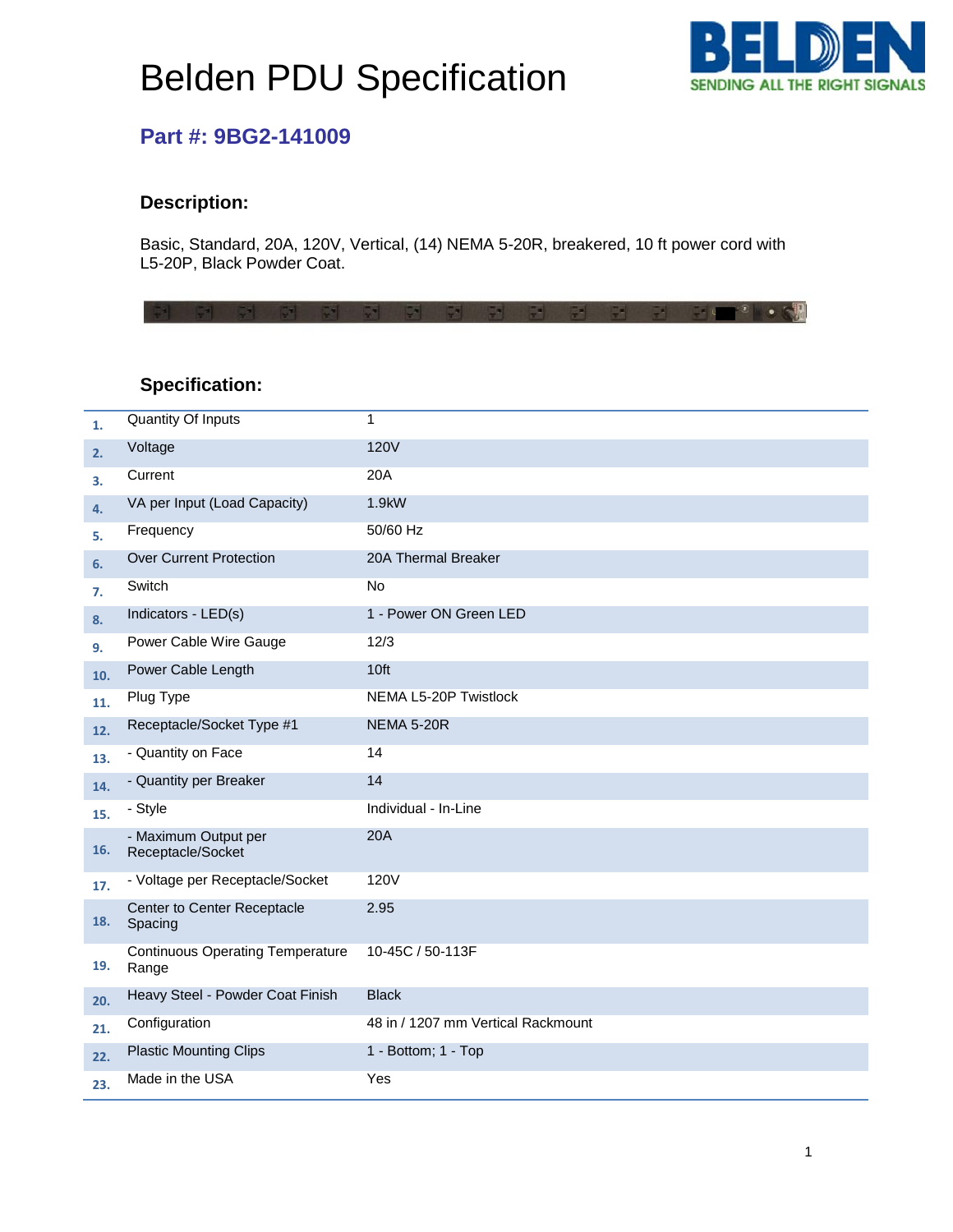# Belden PDU Specification

## Part #: 9BG2-141009

### Description:

Basic, Standard, 20A, 120V, Vertical, (14) NEMA 5-20R, breakered, 10 ft power cord with L5-20P, Black Powder Coat.

### Specification:

| # | Item | Value |
|---|---|---|
| 1. | Quantity Of Inputs | 1 |
| 2. | Voltage | 120V |
| 3. | Current | 20A |
| 4. | VA per Input (Load Capacity) | 1.9kW |
| 5. | Frequency | 50/60 Hz |
| 6. | Over Current Protection | 20A Thermal Breaker |
| 7. | Switch | No |
| 8. | Indicators - LED(s) | 1 - Power ON Green LED |
| 9. | Power Cable Wire Gauge | 12/3 |
| 10. | Power Cable Length | 10ft |
| 11. | Plug Type | NEMA L5-20P Twistlock |
| 12. | Receptacle/Socket Type #1 | NEMA 5-20R |
| 13. | - Quantity on Face | 14 |
| 14. | - Quantity per Breaker | 14 |
| 15. | - Style | Individual - In-Line |
| 16. | - Maximum Output per Receptacle/Socket | 20A |
| 17. | - Voltage per Receptacle/Socket | 120V |
| 18. | Center to Center Receptacle Spacing | 2.95 |
| 19. | Continuous Operating Temperature Range | 10-45C / 50-113F |
| 20. | Heavy Steel - Powder Coat Finish | Black |
| 21. | Configuration | 48 in / 1207 mm Vertical Rackmount |
| 22. | Plastic Mounting Clips | 1 - Bottom; 1 - Top |
| 23. | Made in the USA | Yes |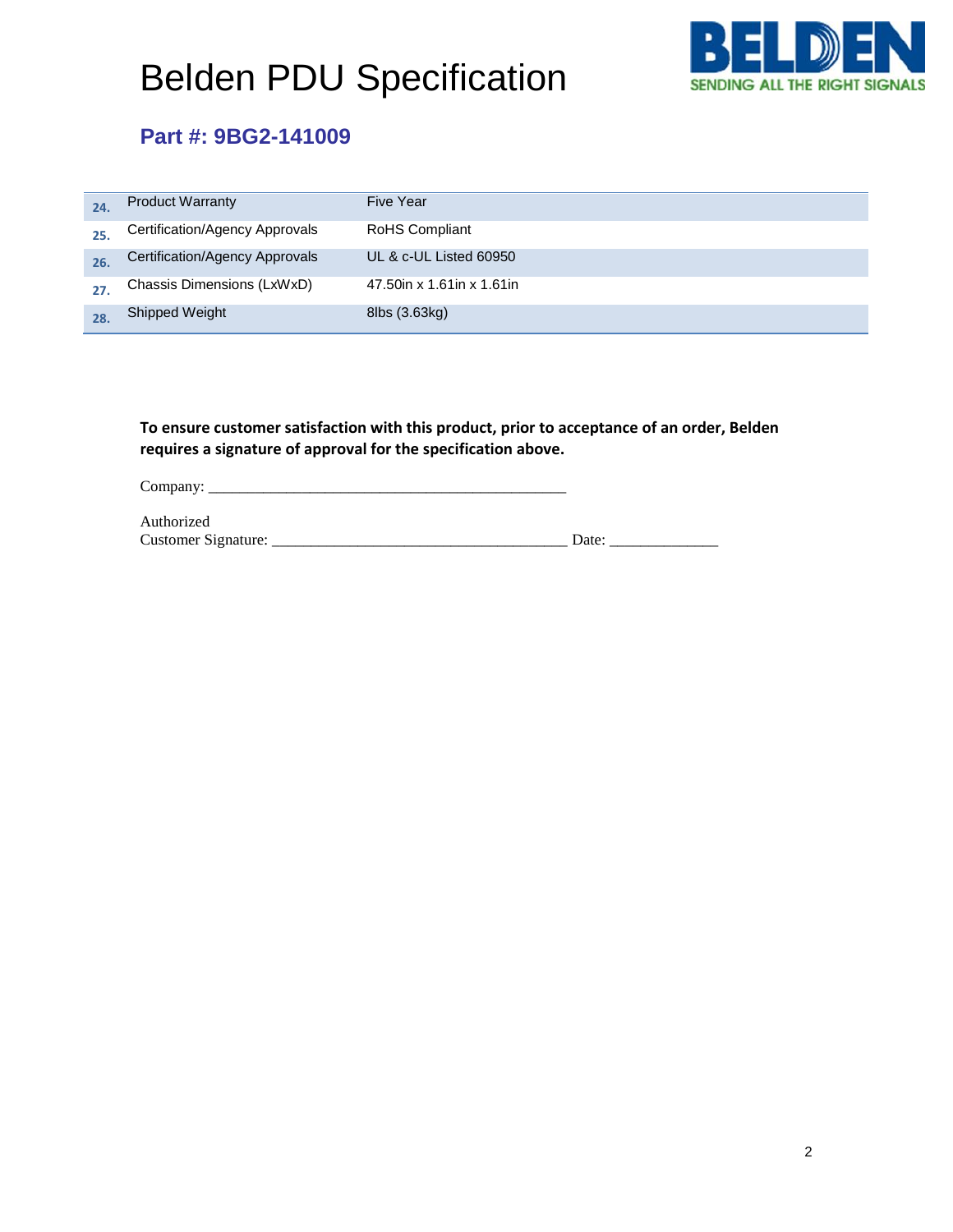# Belden PDU Specification

## Part #: 9BG2-141009

| | | |
|---|---|---|
| 24. | Product Warranty | Five Year |
| 25. | Certification/Agency Approvals | RoHS Compliant |
| 26. | Certification/Agency Approvals | UL & c-UL Listed 60950 |
| 27. | Chassis Dimensions (LxWxD) | 47.50in x 1.61in x 1.61in |
| 28. | Shipped Weight | 8lbs (3.63kg) |

**To ensure customer satisfaction with this product, prior to acceptance of an order, Belden requires a signature of approval for the specification above.**

Company: _______________________________________________

Authorized
Customer Signature: _______________________________________ Date: ______________